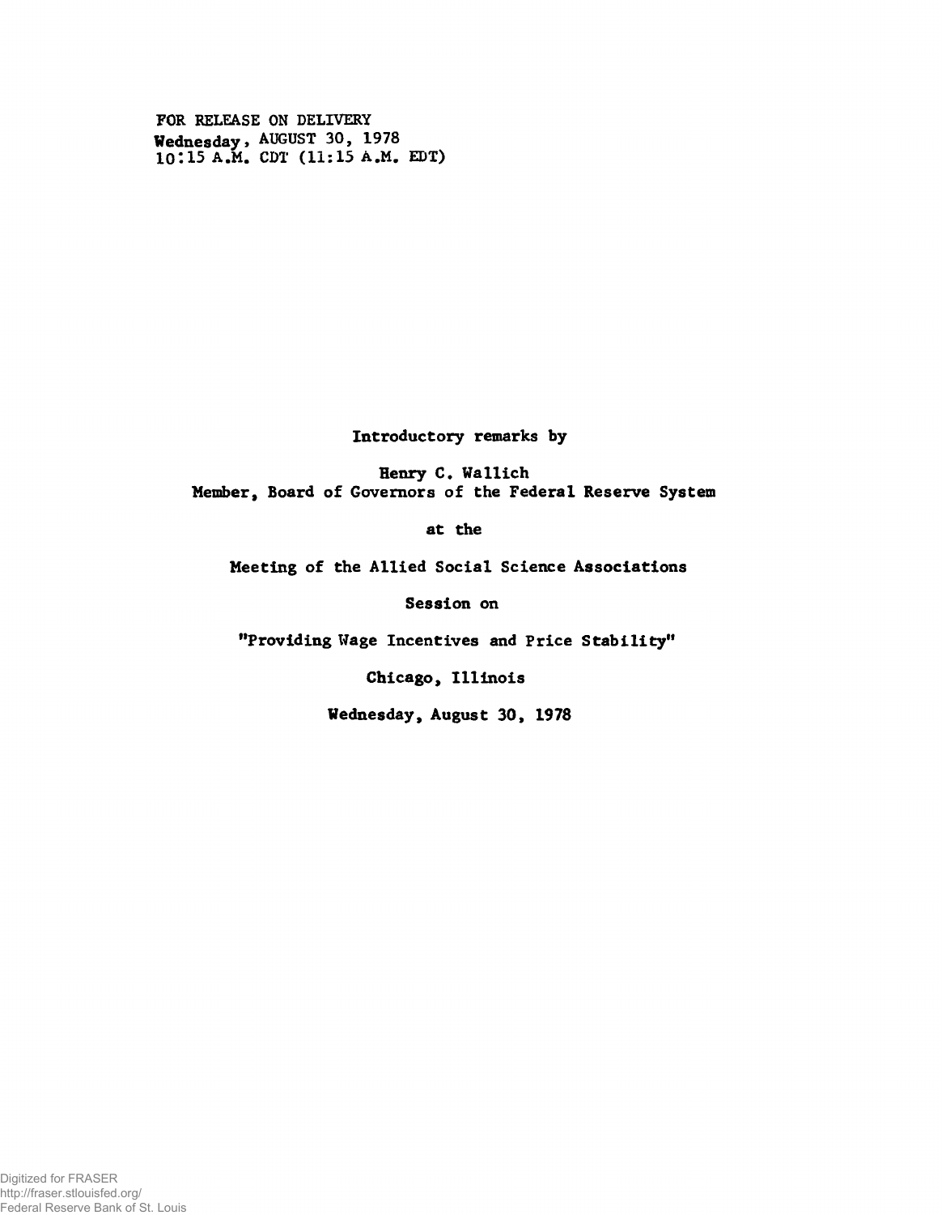FOR RELEASE ON DELIVERY
Wednesday, AUGUST 30, 1978
10:15 A.M. CDT (11:15 A.M. EDT)

**Introductory remarks by**

**Henry C. Wallich**
**Member, Board of Governors of the Federal Reserve System**

**at the**

**Meeting of the Allied Social Science Associations**

**Session on**

**"Providing Wage Incentives and Price Stability"**

**Chicago, Illinois**

**Wednesday, August 30, 1978**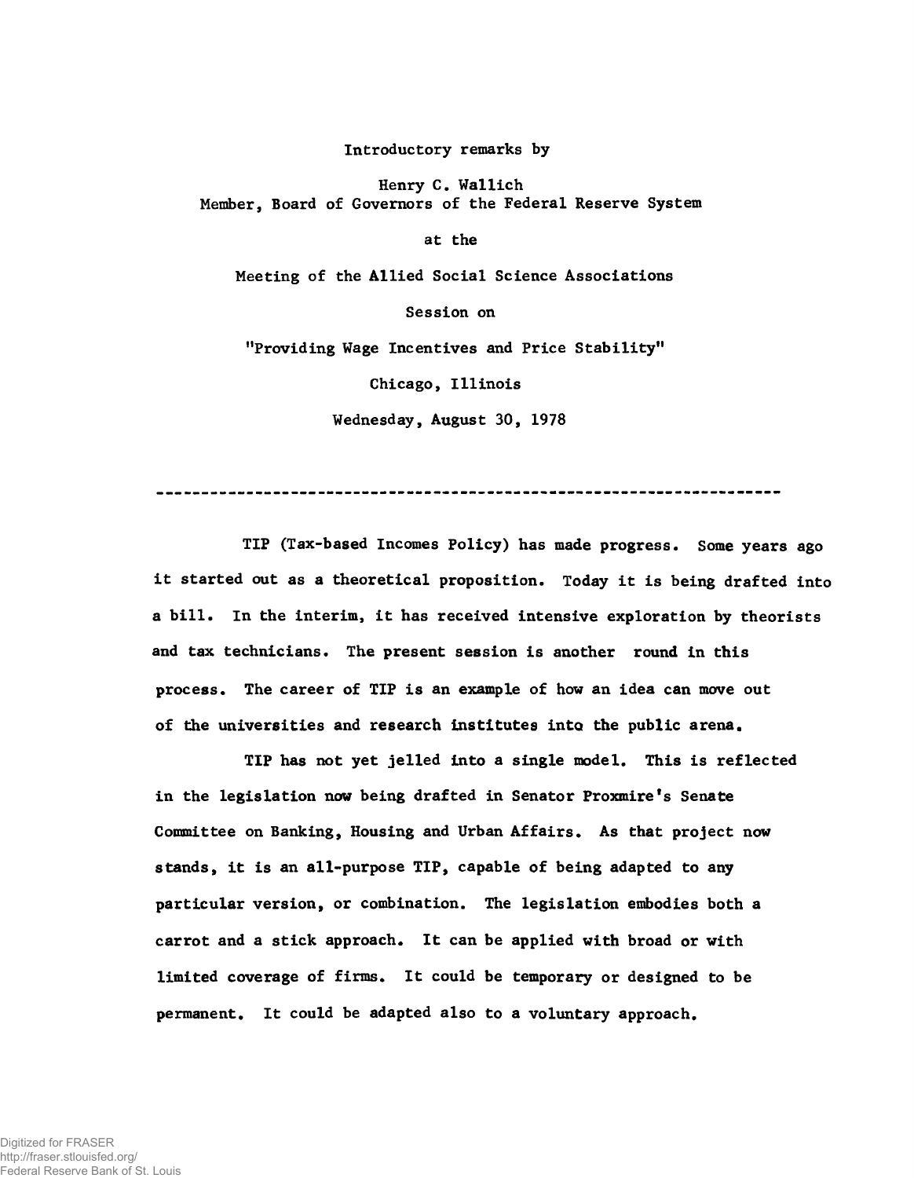Introductory remarks by

Henry C. Wallich
Member, Board of Governors of the Federal Reserve System

at the

Meeting of the Allied Social Science Associations

Session on

"Providing Wage Incentives and Price Stability"

Chicago, Illinois

Wednesday, August 30, 1978

---

TIP (Tax-based Incomes Policy) has made progress. Some years ago it started out as a theoretical proposition. Today it is being drafted into a bill. In the interim, it has received intensive exploration by theorists and tax technicians. The present session is another round in this process. The career of TIP is an example of how an idea can move out of the universities and research institutes into the public arena.

TIP has not yet jelled into a single model. This is reflected in the legislation now being drafted in Senator Proxmire's Senate Committee on Banking, Housing and Urban Affairs. As that project now stands, it is an all-purpose TIP, capable of being adapted to any particular version, or combination. The legislation embodies both a carrot and a stick approach. It can be applied with broad or with limited coverage of firms. It could be temporary or designed to be permanent. It could be adapted also to a voluntary approach.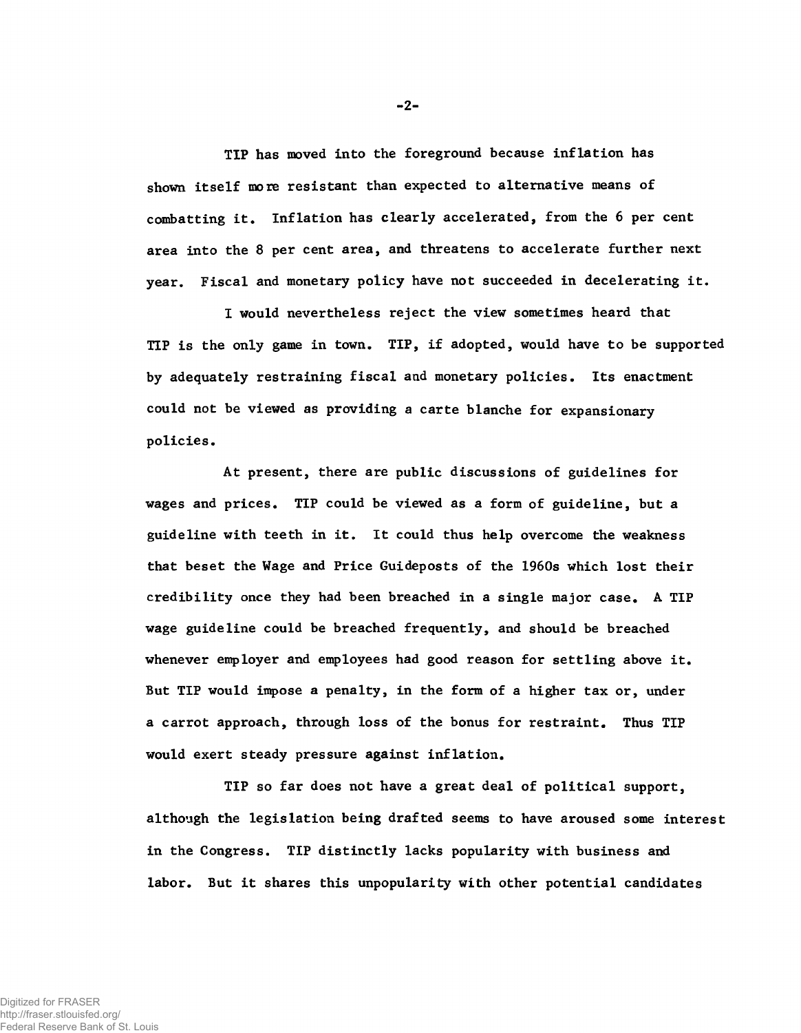TIP has moved into the foreground because inflation has shown itself more resistant than expected to alternative means of combatting it. Inflation has clearly accelerated, from the 6 per cent area into the 8 per cent area, and threatens to accelerate further next year. Fiscal and monetary policy have not succeeded in decelerating it.

I would nevertheless reject the view sometimes heard that TIP is the only game in town. TIP, if adopted, would have to be supported by adequately restraining fiscal and monetary policies. Its enactment could not be viewed as providing a carte blanche for expansionary policies.

At present, there are public discussions of guidelines for wages and prices. TIP could be viewed as a form of guideline, but a guideline with teeth in it. It could thus help overcome the weakness that beset the Wage and Price Guideposts of the 1960s which lost their credibility once they had been breached in a single major case. A TIP wage guideline could be breached frequently, and should be breached whenever employer and employees had good reason for settling above it. But TIP would impose a penalty, in the form of a higher tax or, under a carrot approach, through loss of the bonus for restraint. Thus TIP would exert steady pressure against inflation.

TIP so far does not have a great deal of political support, although the legislation being drafted seems to have aroused some interest in the Congress. TIP distinctly lacks popularity with business and labor. But it shares this unpopularity with other potential candidates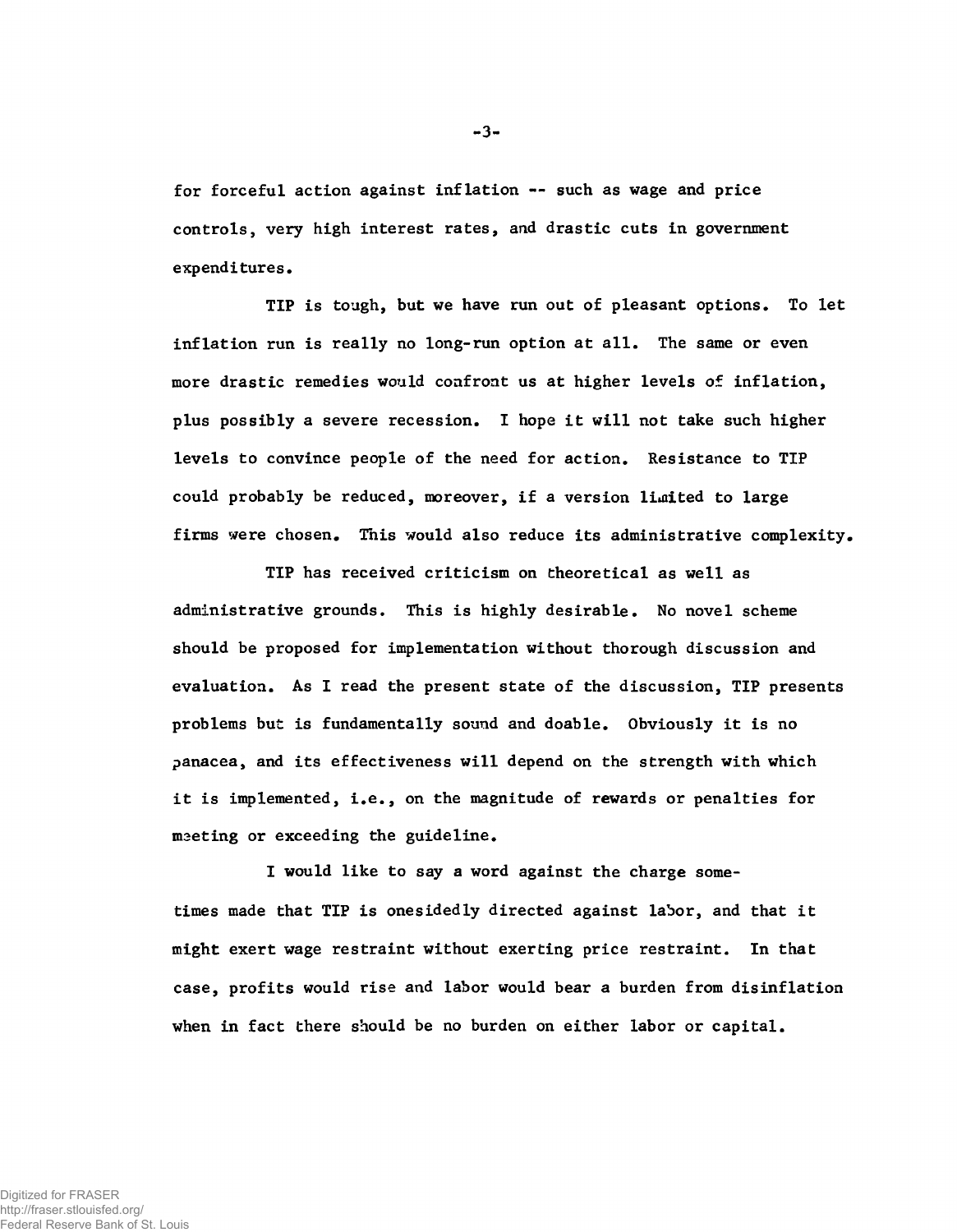for forceful action against inflation -- such as wage and price controls, very high interest rates, and drastic cuts in government expenditures.

TIP is tough, but we have run out of pleasant options. To let inflation run is really no long-run option at all. The same or even more drastic remedies would confront us at higher levels of inflation, plus possibly a severe recession. I hope it will not take such higher levels to convince people of the need for action. Resistance to TIP could probably be reduced, moreover, if a version limited to large firms were chosen. This would also reduce its administrative complexity.

TIP has received criticism on theoretical as well as administrative grounds. This is highly desirable. No novel scheme should be proposed for implementation without thorough discussion and evaluation. As I read the present state of the discussion, TIP presents problems but is fundamentally sound and doable. Obviously it is no panacea, and its effectiveness will depend on the strength with which it is implemented, i.e., on the magnitude of rewards or penalties for meeting or exceeding the guideline.

I would like to say a word against the charge sometimes made that TIP is onesidedly directed against labor, and that it might exert wage restraint without exerting price restraint. In that case, profits would rise and labor would bear a burden from disinflation when in fact there should be no burden on either labor or capital.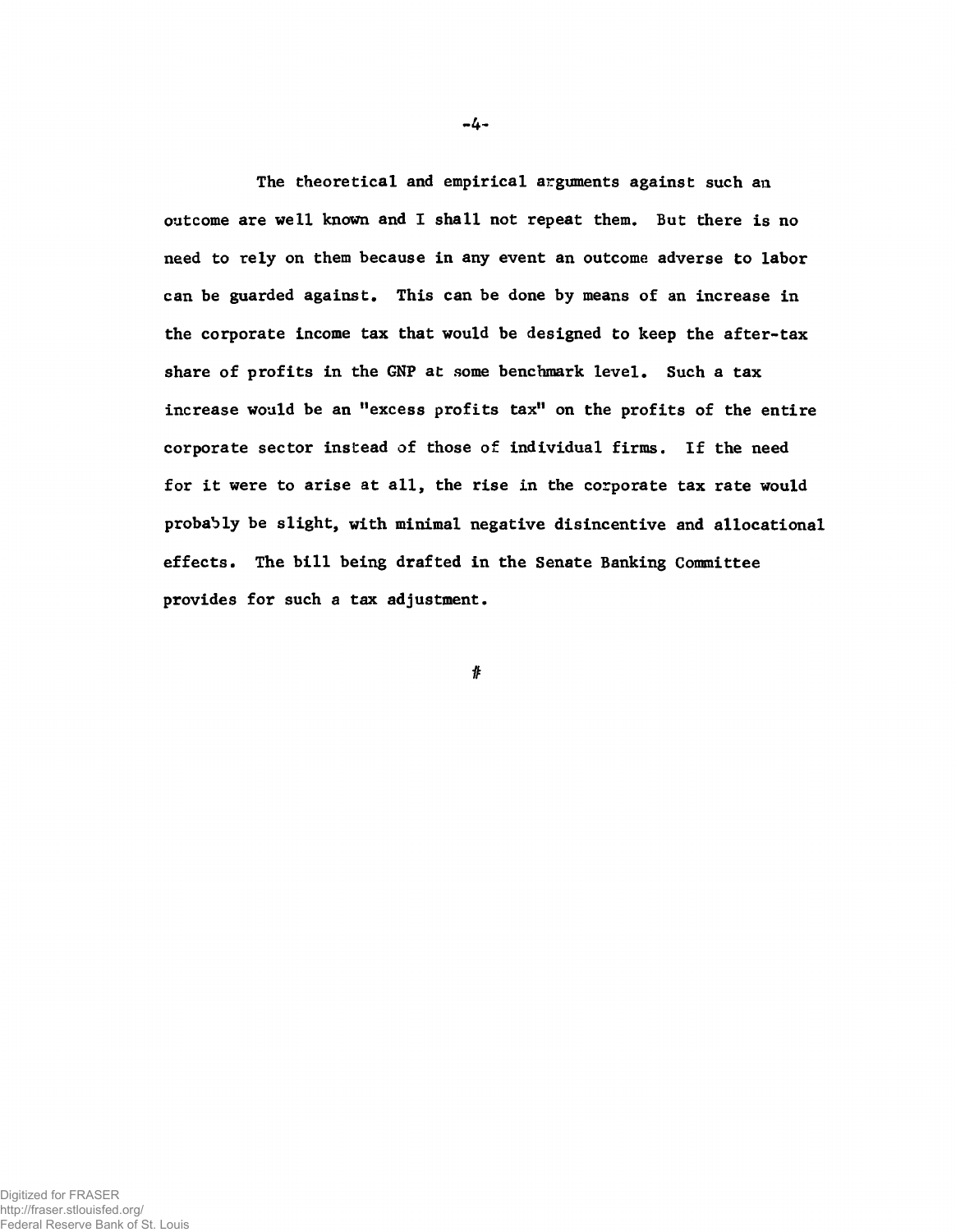The theoretical and empirical arguments against such an outcome are well known and I shall not repeat them. But there is no need to rely on them because in any event an outcome adverse to labor can be guarded against. This can be done by means of an increase in the corporate income tax that would be designed to keep the after-tax share of profits in the GNP at some benchmark level. Such a tax increase would be an "excess profits tax" on the profits of the entire corporate sector instead of those of individual firms. If the need for it were to arise at all, the rise in the corporate tax rate would probably be slight, with minimal negative disincentive and allocational effects. The bill being drafted in the Senate Banking Committee provides for such a tax adjustment.

#